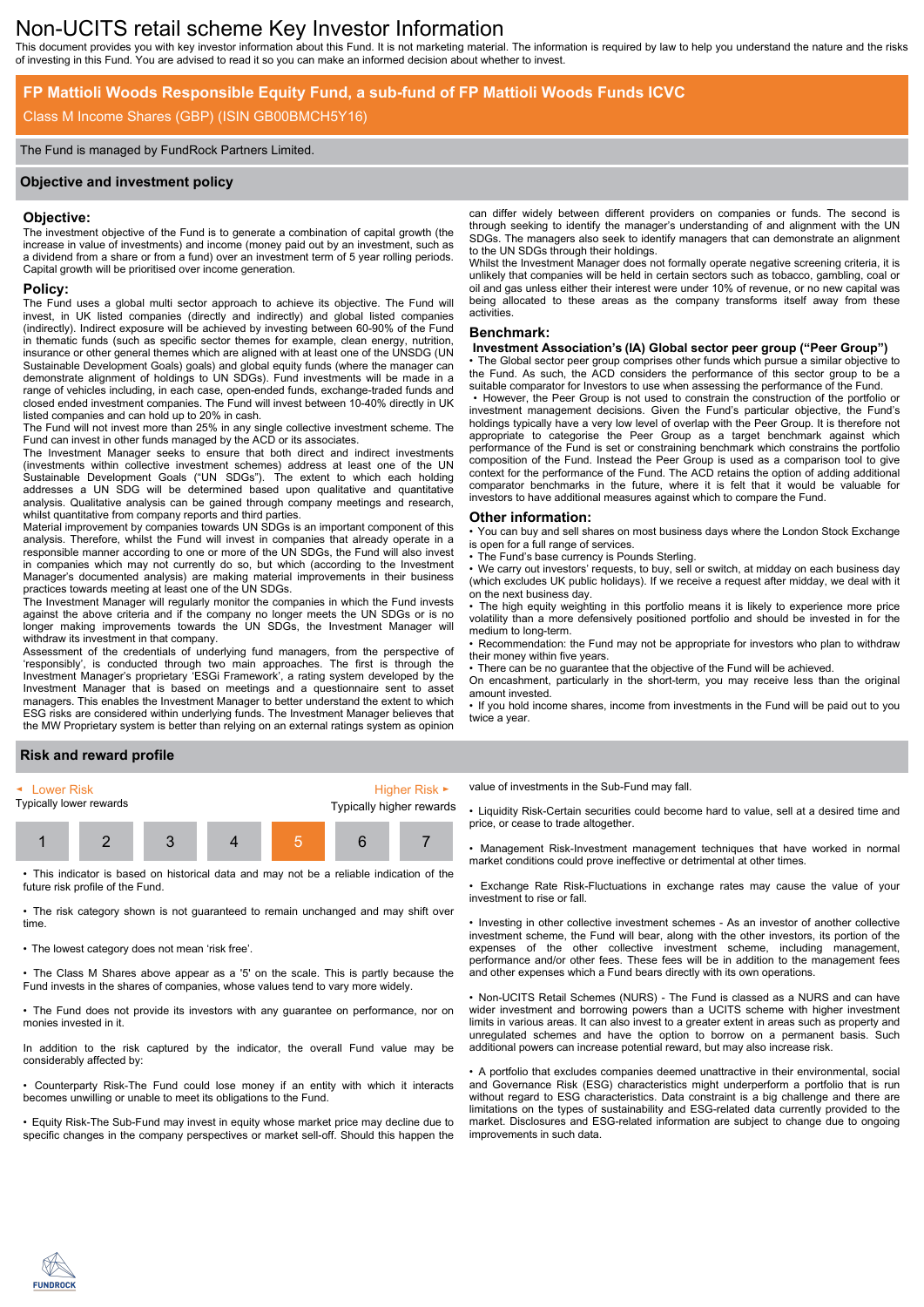# Non-UCITS retail scheme Key Investor Information

This document provides you with key investor information about this Fund. It is not marketing material. The information is required by law to help you understand the nature and the risks of investing in this Fund. You are advised to read it so you can make an informed decision about whether to invest.

## FP Mattioli Woods Responsible Equity Fund, a sub-fund of FP Mattioli Woods Funds ICVC

Class M Income Shares (GBP) (ISIN GB00BMCH5Y16)

The Fund is managed by FundRock Partners Limited.

## Objective and investment policy

### Objective:

The investment objective of the Fund is to generate a combination of capital growth (the increase in value of investments) and income (money paid out by an investment, such as a dividend from a share or from a fund) over an investment term of 5 year rolling periods. Capital growth will be prioritised over income generation.

### Policy:

The Fund uses a global multi sector approach to achieve its objective. The Fund will invest, in UK listed companies (directly and indirectly) and global listed companies (indirectly). Indirect exposure will be achieved by investing between 60-90% of the Fund in thematic funds (such as specific sector themes for example, clean energy, nutrition, insurance or other general themes which are aligned with at least one of the UNSDG (UN Sustainable Development Goals) goals) and global equity funds (where the manager can demonstrate alignment of holdings to UN SDGs). Fund investments will be made in a range of vehicles including, in each case, open-ended funds, exchange-traded funds and closed ended investment companies. The Fund will invest between 10-40% directly in UK listed companies and can hold up to 20% in cash.

The Fund will not invest more than 25% in any single collective investment scheme. The Fund can invest in other funds managed by the ACD or its associates.

The Investment Manager seeks to ensure that both direct and indirect investments (investments within collective investment schemes) address at least one of the UN Sustainable Development Goals ("UN SDGs"). The extent to which each holding addresses a UN SDG will be determined based upon qualitative and quantitative analysis. Qualitative analysis can be gained through company meetings and research, whilst quantitative from company reports and third parties.

Material improvement by companies towards UN SDGs is an important component of this analysis. Therefore, whilst the Fund will invest in companies that already operate in a responsible manner according to one or more of the UN SDGs, the Fund will also invest in companies which may not currently do so, but which (according to the Investment Manager's documented analysis) are making material improvements in their business practices towards meeting at least one of the UN SDGs.

The Investment Manager will regularly monitor the companies in which the Fund invests against the above criteria and if the company no longer meets the UN SDGs or is no longer making improvements towards the UN SDGs, the Investment Manager will withdraw its investment in that company.

Assessment of the credentials of underlying fund managers, from the perspective of 'responsibly', is conducted through two main approaches. The first is through the Investment Manager's proprietary 'ESGi Framework', a rating system developed by the Investment Manager that is based on meetings and a questionnaire sent to asset managers. This enables the Investment Manager to better understand the extent to which ESG risks are considered within underlying funds. The Investment Manager believes that the MW Proprietary system is better than relying on an external ratings system as opinion can differ widely between different providers on companies or funds. The second is through seeking to identify the manager's understanding of and alignment with the UN SDGs. The managers also seek to identify managers that can demonstrate an alignment to the UN SDGs through their holdings.

Whilst the Investment Manager does not formally operate negative screening criteria, it is unlikely that companies will be held in certain sectors such as tobacco, gambling, coal or oil and gas unless either their interest were under 10% of revenue, or no new capital was being allocated to these areas as the company transforms itself away from these activities.

### Benchmark:

**Investment Association's (IA) Global sector peer group ("Peer Group")**

- The Global sector peer group comprises other funds which pursue a similar objective to the Fund. As such, the ACD considers the performance of this sector group to be a suitable comparator for Investors to use when assessing the performance of the Fund.
- However, the Peer Group is not used to constrain the construction of the portfolio or investment management decisions. Given the Fund's particular objective, the Fund's holdings typically have a very low level of overlap with the Peer Group. It is therefore not appropriate to categorise the Peer Group as a target benchmark against which performance of the Fund is set or constraining benchmark which constrains the portfolio composition of the Fund. Instead the Peer Group is used as a comparison tool to give context for the performance of the Fund. The ACD retains the option of adding additional comparator benchmarks in the future, where it is felt that it would be valuable for investors to have additional measures against which to compare the Fund.

### Other information:

- You can buy and sell shares on most business days where the London Stock Exchange is open for a full range of services.
- The Fund's base currency is Pounds Sterling.
- We carry out investors' requests, to buy, sell or switch, at midday on each business day (which excludes UK public holidays). If we receive a request after midday, we deal with it on the next business day.
- The high equity weighting in this portfolio means it is likely to experience more price volatility than a more defensively positioned portfolio and should be invested in for the medium to long-term.
- Recommendation: the Fund may not be appropriate for investors who plan to withdraw their money within five years.
- There can be no guarantee that the objective of the Fund will be achieved.

On encashment, particularly in the short-term, you may receive less than the original amount invested.

- If you hold income shares, income from investments in the Fund will be paid out to you twice a year.

## Risk and reward profile

| Lower Risk<br>Typically lower rewards | | | | | | Higher Risk<br>Typically higher rewards |
|---|---|---|---|---|---|---|
| 1 | 2 | 3 | 4 | **5** | 6 | 7 |

- This indicator is based on historical data and may not be a reliable indication of the future risk profile of the Fund.
- The risk category shown is not guaranteed to remain unchanged and may shift over time.
- The lowest category does not mean 'risk free'.
- The Class M Shares above appear as a '5' on the scale. This is partly because the Fund invests in the shares of companies, whose values tend to vary more widely.
- The Fund does not provide its investors with any guarantee on performance, nor on monies invested in it.

In addition to the risk captured by the indicator, the overall Fund value may be considerably affected by:

- Counterparty Risk-The Fund could lose money if an entity with which it interacts becomes unwilling or unable to meet its obligations to the Fund.
- Equity Risk-The Sub-Fund may invest in equity whose market price may decline due to specific changes in the company perspectives or market sell-off. Should this happen the value of investments in the Sub-Fund may fall.
- Liquidity Risk-Certain securities could become hard to value, sell at a desired time and price, or cease to trade altogether.
- Management Risk-Investment management techniques that have worked in normal market conditions could prove ineffective or detrimental at other times.
- Exchange Rate Risk-Fluctuations in exchange rates may cause the value of your investment to rise or fall.
- Investing in other collective investment schemes - As an investor of another collective investment scheme, the Fund will bear, along with the other investors, its portion of the expenses of the other collective investment scheme, including management, performance and/or other fees. These fees will be in addition to the management fees and other expenses which a Fund bears directly with its own operations.
- Non-UCITS Retail Schemes (NURS) - The Fund is classed as a NURS and can have wider investment and borrowing powers than a UCITS scheme with higher investment limits in various areas. It can also invest to a greater extent in areas such as property and unregulated schemes and have the option to borrow on a permanent basis. Such additional powers can increase potential reward, but may also increase risk.
- A portfolio that excludes companies deemed unattractive in their environmental, social and Governance Risk (ESG) characteristics might underperform a portfolio that is run without regard to ESG characteristics. Data constraint is a big challenge and there are limitations on the types of sustainability and ESG-related data currently provided to the market. Disclosures and ESG-related information are subject to change due to ongoing improvements in such data.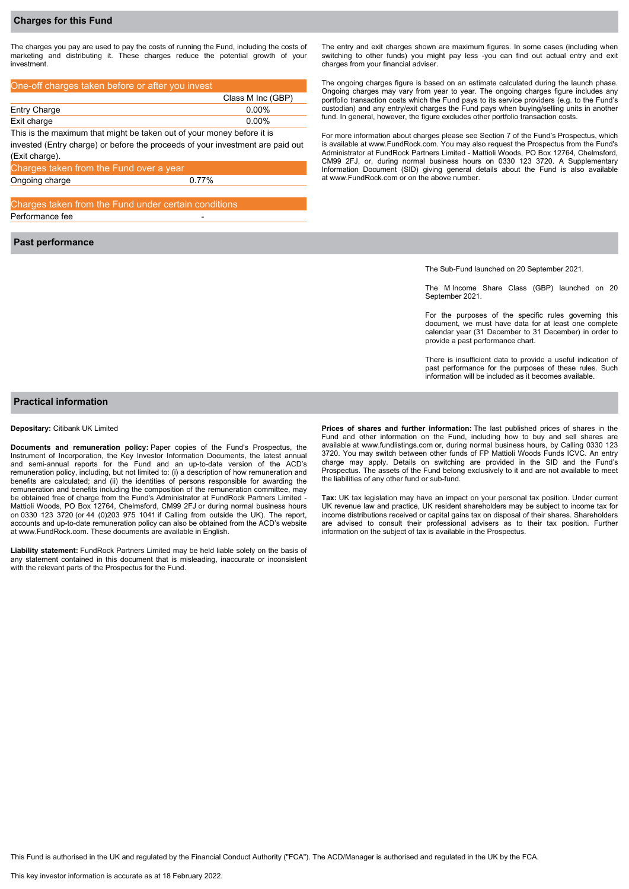## Charges for this Fund

The charges you pay are used to pay the costs of running the Fund, including the costs of marketing and distributing it. These charges reduce the potential growth of your investment.

| One-off charges taken before or after you invest | |
|---|---|
| | Class M Inc (GBP) |
| Entry Charge | 0.00% |
| Exit charge | 0.00% |

This is the maximum that might be taken out of your money before it is invested (Entry charge) or before the proceeds of your investment are paid out (Exit charge).

| Charges taken from the Fund over a year | |
|---|---|
| Ongoing charge | 0.77% |

| Charges taken from the Fund under certain conditions | |
|---|---|
| Performance fee | - |

The entry and exit charges shown are maximum figures. In some cases (including when switching to other funds) you might pay less -you can find out actual entry and exit charges from your financial adviser.

The ongoing charges figure is based on an estimate calculated during the launch phase. Ongoing charges may vary from year to year. The ongoing charges figure includes any portfolio transaction costs which the Fund pays to its service providers (e.g. to the Fund's custodian) and any entry/exit charges the Fund pays when buying/selling units in another fund. In general, however, the figure excludes other portfolio transaction costs.

For more information about charges please see Section 7 of the Fund's Prospectus, which is available at www.FundRock.com. You may also request the Prospectus from the Fund's Administrator at FundRock Partners Limited - Mattioli Woods, PO Box 12764, Chelmsford, CM99 2FJ, or, during normal business hours on 0330 123 3720. A Supplementary Information Document (SID) giving general details about the Fund is also available at www.FundRock.com or on the above number.

## Past performance

The Sub-Fund launched on 20 September 2021.

The M Income Share Class (GBP) launched on 20 September 2021.

For the purposes of the specific rules governing this document, we must have data for at least one complete calendar year (31 December to 31 December) in order to provide a past performance chart.

There is insufficient data to provide a useful indication of past performance for the purposes of these rules. Such information will be included as it becomes available.

## Practical information

**Depositary:** Citibank UK Limited

**Documents and remuneration policy:** Paper copies of the Fund's Prospectus, the Instrument of Incorporation, the Key Investor Information Documents, the latest annual and semi-annual reports for the Fund and an up-to-date version of the ACD's remuneration policy, including, but not limited to: (i) a description of how remuneration and benefits are calculated; and (ii) the identities of persons responsible for awarding the remuneration and benefits including the composition of the remuneration committee, may be obtained free of charge from the Fund's Administrator at FundRock Partners Limited - Mattioli Woods, PO Box 12764, Chelmsford, CM99 2FJ or during normal business hours on 0330 123 3720 (or 44 (0)203 975 1041 if Calling from outside the UK). The report, accounts and up-to-date remuneration policy can also be obtained from the ACD's website at www.FundRock.com. These documents are available in English.

**Liability statement:** FundRock Partners Limited may be held liable solely on the basis of any statement contained in this document that is misleading, inaccurate or inconsistent with the relevant parts of the Prospectus for the Fund.

**Prices of shares and further information:** The last published prices of shares in the Fund and other information on the Fund, including how to buy and sell shares are available at www.fundlistings.com or, during normal business hours, by Calling 0330 123 3720. You may switch between other funds of FP Mattioli Woods Funds ICVC. An entry charge may apply. Details on switching are provided in the SID and the Fund's Prospectus. The assets of the Fund belong exclusively to it and are not available to meet the liabilities of any other fund or sub-fund.

**Tax:** UK tax legislation may have an impact on your personal tax position. Under current UK revenue law and practice, UK resident shareholders may be subject to income tax for income distributions received or capital gains tax on disposal of their shares. Shareholders are advised to consult their professional advisers as to their tax position. Further information on the subject of tax is available in the Prospectus.

This Fund is authorised in the UK and regulated by the Financial Conduct Authority ("FCA"). The ACD/Manager is authorised and regulated in the UK by the FCA.

This key investor information is accurate as at 18 February 2022.